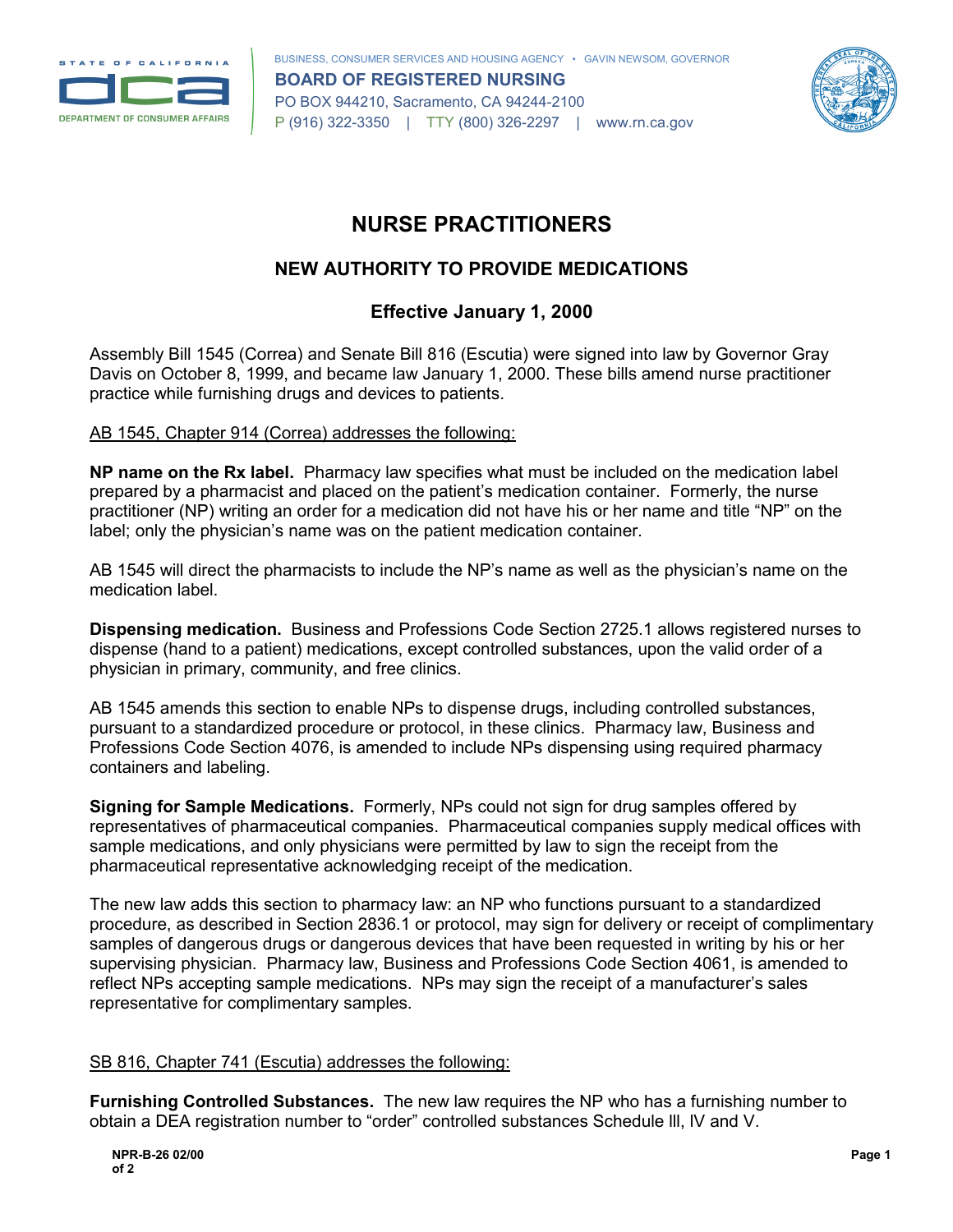# NURSE PRACTITIONERS

## NEW AUTHORITY TO PROVIDE MEDICATIONS

### Effective January 1, 2000

Assembly Bill 1545 (Correa) and Senate Bill 816 (Escutia) were signed into law by Governor Gray Davis on October 8, 1999, and became law January 1, 2000. These bills amend nurse practitioner practice while furnishing drugs and devices to patients.

AB 1545, Chapter 914 (Correa) addresses the following:

**NP name on the Rx label.** Pharmacy law specifies what must be included on the medication label prepared by a pharmacist and placed on the patient's medication container. Formerly, the nurse practitioner (NP) writing an order for a medication did not have his or her name and title "NP" on the label; only the physician's name was on the patient medication container.

AB 1545 will direct the pharmacists to include the NP's name as well as the physician's name on the medication label.

**Dispensing medication.** Business and Professions Code Section 2725.1 allows registered nurses to dispense (hand to a patient) medications, except controlled substances, upon the valid order of a physician in primary, community, and free clinics.

AB 1545 amends this section to enable NPs to dispense drugs, including controlled substances, pursuant to a standardized procedure or protocol, in these clinics. Pharmacy law, Business and Professions Code Section 4076, is amended to include NPs dispensing using required pharmacy containers and labeling.

**Signing for Sample Medications.** Formerly, NPs could not sign for drug samples offered by representatives of pharmaceutical companies. Pharmaceutical companies supply medical offices with sample medications, and only physicians were permitted by law to sign the receipt from the pharmaceutical representative acknowledging receipt of the medication.

The new law adds this section to pharmacy law: an NP who functions pursuant to a standardized procedure, as described in Section 2836.1 or protocol, may sign for delivery or receipt of complimentary samples of dangerous drugs or dangerous devices that have been requested in writing by his or her supervising physician. Pharmacy law, Business and Professions Code Section 4061, is amended to reflect NPs accepting sample medications. NPs may sign the receipt of a manufacturer's sales representative for complimentary samples.

SB 816, Chapter 741 (Escutia) addresses the following:

**Furnishing Controlled Substances.** The new law requires the NP who has a furnishing number to obtain a DEA registration number to "order" controlled substances Schedule III, IV and V.

NPR-B-26 02/00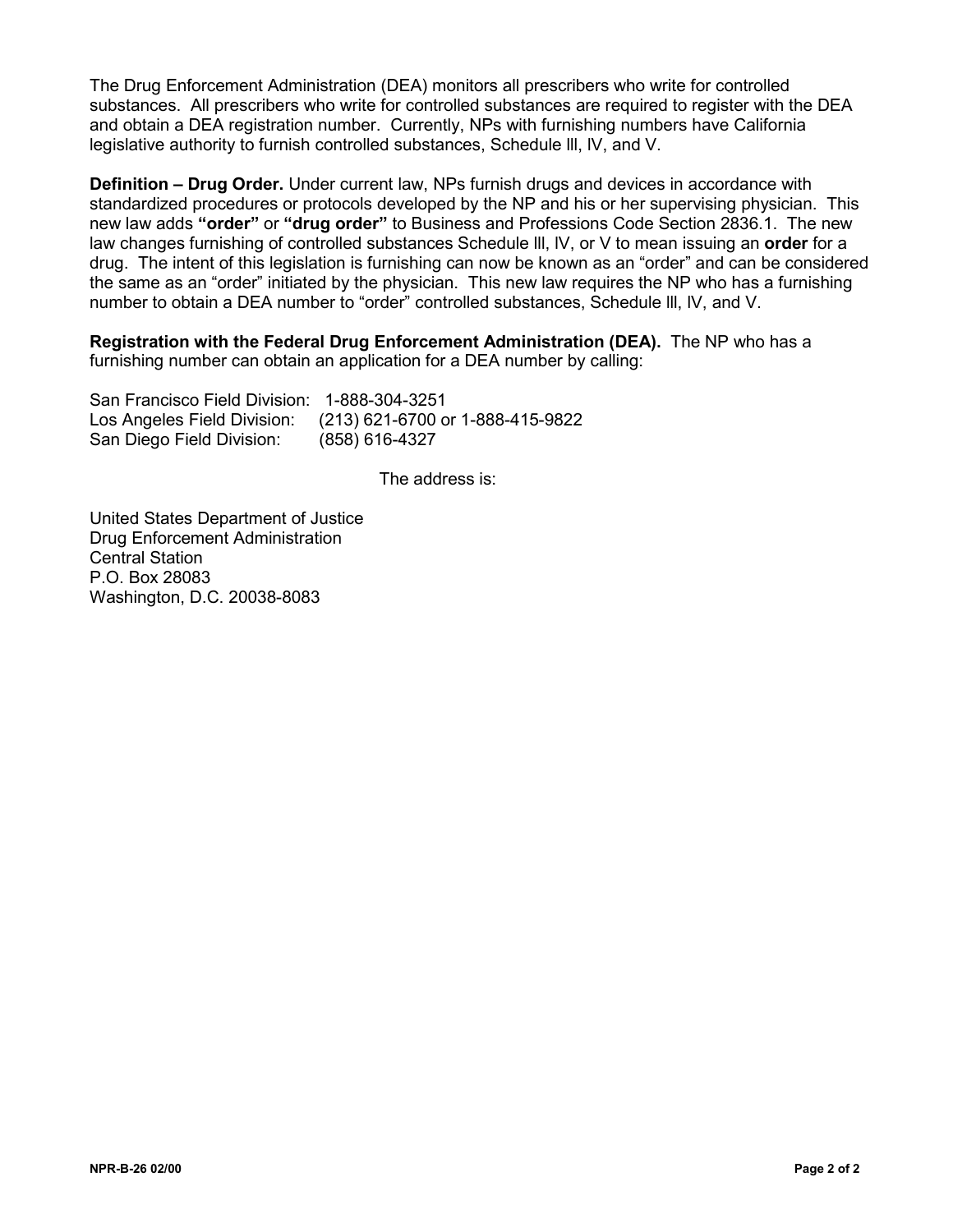The Drug Enforcement Administration (DEA) monitors all prescribers who write for controlled substances. All prescribers who write for controlled substances are required to register with the DEA and obtain a DEA registration number. Currently, NPs with furnishing numbers have California legislative authority to furnish controlled substances, Schedule lll, IV, and V.

**Definition – Drug Order.** Under current law, NPs furnish drugs and devices in accordance with standardized procedures or protocols developed by the NP and his or her supervising physician. This new law adds **"order"** or **"drug order"** to Business and Professions Code Section 2836.1. The new law changes furnishing of controlled substances Schedule lll, IV, or V to mean issuing an **order** for a drug. The intent of this legislation is furnishing can now be known as an "order" and can be considered the same as an "order" initiated by the physician. This new law requires the NP who has a furnishing number to obtain a DEA number to "order" controlled substances, Schedule lll, IV, and V.

**Registration with the Federal Drug Enforcement Administration (DEA).** The NP who has a furnishing number can obtain an application for a DEA number by calling:

San Francisco Field Division: 1-888-304-3251
Los Angeles Field Division: (213) 621-6700 or 1-888-415-9822
San Diego Field Division: (858) 616-4327

The address is:

United States Department of Justice
Drug Enforcement Administration
Central Station
P.O. Box 28083
Washington, D.C. 20038-8083

NPR-B-26 02/00